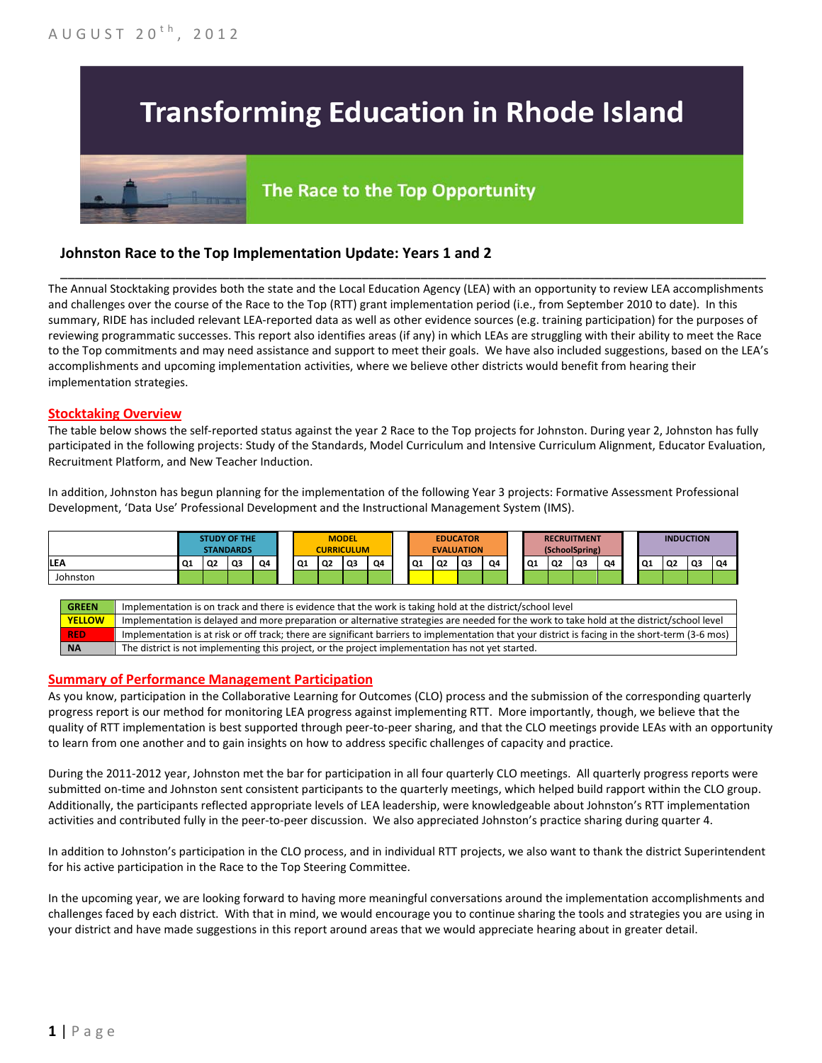AUGUST 20th, 2012

# Transforming Education in Rhode Island

## The Race to the Top Opportunity

### Johnston Race to the Top Implementation Update: Years 1 and 2

The Annual Stocktaking provides both the state and the Local Education Agency (LEA) with an opportunity to review LEA accomplishments and challenges over the course of the Race to the Top (RTT) grant implementation period (i.e., from September 2010 to date). In this summary, RIDE has included relevant LEA-reported data as well as other evidence sources (e.g. training participation) for the purposes of reviewing programmatic successes. This report also identifies areas (if any) in which LEAs are struggling with their ability to meet the Race to the Top commitments and may need assistance and support to meet their goals. We have also included suggestions, based on the LEA's accomplishments and upcoming implementation activities, where we believe other districts would benefit from hearing their implementation strategies.

#### Stocktaking Overview

The table below shows the self-reported status against the year 2 Race to the Top projects for Johnston. During year 2, Johnston has fully participated in the following projects: Study of the Standards, Model Curriculum and Intensive Curriculum Alignment, Educator Evaluation, Recruitment Platform, and New Teacher Induction.

In addition, Johnston has begun planning for the implementation of the following Year 3 projects: Formative Assessment Professional Development, 'Data Use' Professional Development and the Instructional Management System (IMS).

| | STUDY OF THE STANDARDS | | | | MODEL CURRICULUM | | | | EDUCATOR EVALUATION | | | | RECRUITMENT (SchoolSpring) | | | | INDUCTION | | | |
|---|---|---|---|---|---|---|---|---|---|---|---|---|---|---|---|---|---|---|---|---|
| LEA | Q1 | Q2 | Q3 | Q4 | Q1 | Q2 | Q3 | Q4 | Q1 | Q2 | Q3 | Q4 | Q1 | Q2 | Q3 | Q4 | Q1 | Q2 | Q3 | Q4 |
| Johnston | Green | Green | Green | Green | Green | Green | Green | Green | Yellow | Yellow | Green | Green | Green | Green | Green | Green | Green | Green | Green | Green |

| | |
|---|---|
| GREEN | Implementation is on track and there is evidence that the work is taking hold at the district/school level |
| YELLOW | Implementation is delayed and more preparation or alternative strategies are needed for the work to take hold at the district/school level |
| RED | Implementation is at risk or off track; there are significant barriers to implementation that your district is facing in the short-term (3-6 mos) |
| NA | The district is not implementing this project, or the project implementation has not yet started. |

#### Summary of Performance Management Participation

As you know, participation in the Collaborative Learning for Outcomes (CLO) process and the submission of the corresponding quarterly progress report is our method for monitoring LEA progress against implementing RTT. More importantly, though, we believe that the quality of RTT implementation is best supported through peer-to-peer sharing, and that the CLO meetings provide LEAs with an opportunity to learn from one another and to gain insights on how to address specific challenges of capacity and practice.

During the 2011-2012 year, Johnston met the bar for participation in all four quarterly CLO meetings. All quarterly progress reports were submitted on-time and Johnston sent consistent participants to the quarterly meetings, which helped build rapport within the CLO group. Additionally, the participants reflected appropriate levels of LEA leadership, were knowledgeable about Johnston's RTT implementation activities and contributed fully in the peer-to-peer discussion. We also appreciated Johnston's practice sharing during quarter 4.

In addition to Johnston's participation in the CLO process, and in individual RTT projects, we also want to thank the district Superintendent for his active participation in the Race to the Top Steering Committee.

In the upcoming year, we are looking forward to having more meaningful conversations around the implementation accomplishments and challenges faced by each district. With that in mind, we would encourage you to continue sharing the tools and strategies you are using in your district and have made suggestions in this report around areas that we would appreciate hearing about in greater detail.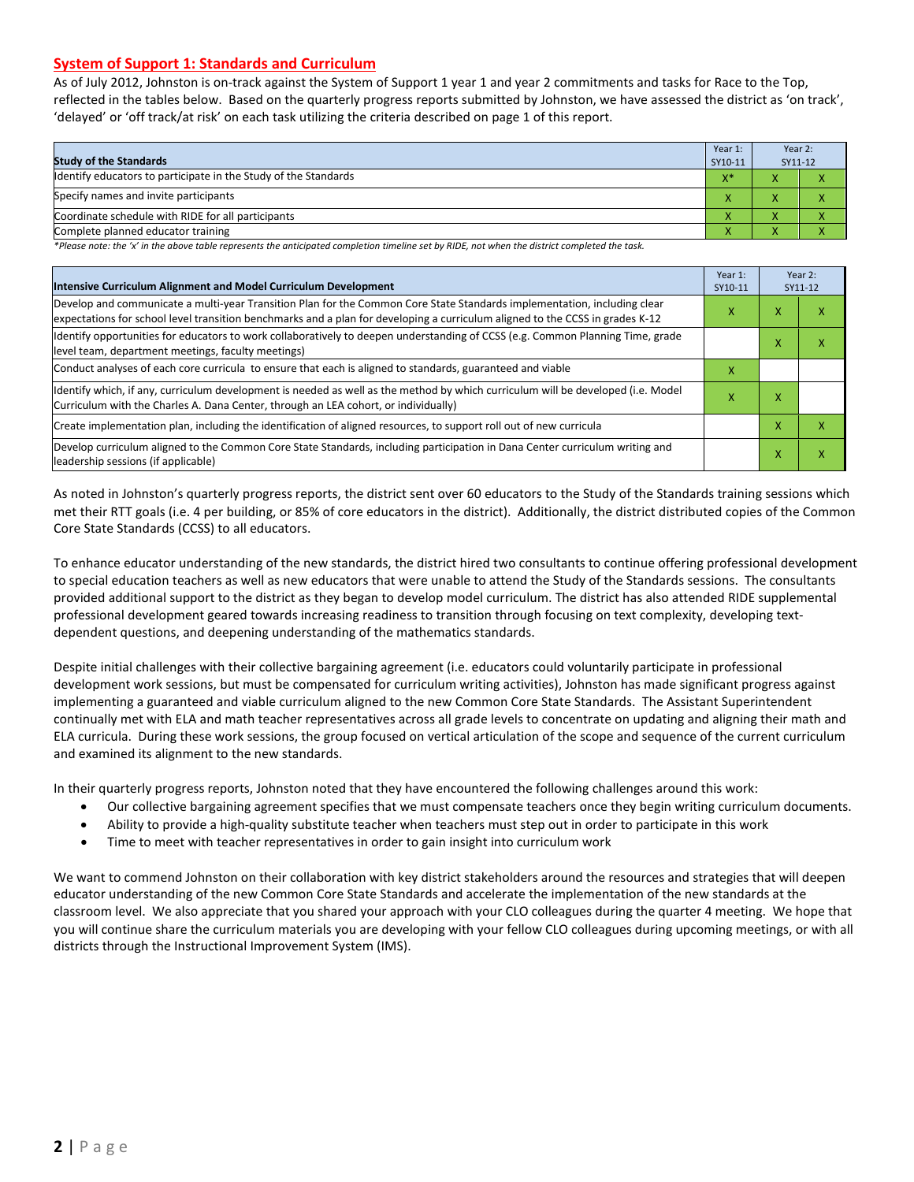## System of Support 1: Standards and Curriculum

As of July 2012, Johnston is on-track against the System of Support 1 year 1 and year 2 commitments and tasks for Race to the Top, reflected in the tables below. Based on the quarterly progress reports submitted by Johnston, we have assessed the district as 'on track', 'delayed' or 'off track/at risk' on each task utilizing the criteria described on page 1 of this report.

| Study of the Standards | Year 1: SY10-11 | Year 2: SY11-12 | |
|---|---|---|---|
| Identify educators to participate in the Study of the Standards | X* | X | X |
| Specify names and invite participants | X | X | X |
| Coordinate schedule with RIDE for all participants | X | X | X |
| Complete planned educator training | X | X | X |

*Please note: the 'x' in the above table represents the anticipated completion timeline set by RIDE, not when the district completed the task.*

| Intensive Curriculum Alignment and Model Curriculum Development | Year 1: SY10-11 | Year 2: SY11-12 | |
|---|---|---|---|
| Develop and communicate a multi-year Transition Plan for the Common Core State Standards implementation, including clear expectations for school level transition benchmarks and a plan for developing a curriculum aligned to the CCSS in grades K-12 | X | X | X |
| Identify opportunities for educators to work collaboratively to deepen understanding of CCSS (e.g. Common Planning Time, grade level team, department meetings, faculty meetings) | | X | X |
| Conduct analyses of each core curricula to ensure that each is aligned to standards, guaranteed and viable | X | | |
| Identify which, if any, curriculum development is needed as well as the method by which curriculum will be developed (i.e. Model Curriculum with the Charles A. Dana Center, through an LEA cohort, or individually) | X | X | |
| Create implementation plan, including the identification of aligned resources, to support roll out of new curricula | | X | X |
| Develop curriculum aligned to the Common Core State Standards, including participation in Dana Center curriculum writing and leadership sessions (if applicable) | | X | X |

As noted in Johnston's quarterly progress reports, the district sent over 60 educators to the Study of the Standards training sessions which met their RTT goals (i.e. 4 per building, or 85% of core educators in the district). Additionally, the district distributed copies of the Common Core State Standards (CCSS) to all educators.

To enhance educator understanding of the new standards, the district hired two consultants to continue offering professional development to special education teachers as well as new educators that were unable to attend the Study of the Standards sessions. The consultants provided additional support to the district as they began to develop model curriculum. The district has also attended RIDE supplemental professional development geared towards increasing readiness to transition through focusing on text complexity, developing text-dependent questions, and deepening understanding of the mathematics standards.

Despite initial challenges with their collective bargaining agreement (i.e. educators could voluntarily participate in professional development work sessions, but must be compensated for curriculum writing activities), Johnston has made significant progress against implementing a guaranteed and viable curriculum aligned to the new Common Core State Standards. The Assistant Superintendent continually met with ELA and math teacher representatives across all grade levels to concentrate on updating and aligning their math and ELA curricula. During these work sessions, the group focused on vertical articulation of the scope and sequence of the current curriculum and examined its alignment to the new standards.

In their quarterly progress reports, Johnston noted that they have encountered the following challenges around this work:

- Our collective bargaining agreement specifies that we must compensate teachers once they begin writing curriculum documents.
- Ability to provide a high-quality substitute teacher when teachers must step out in order to participate in this work
- Time to meet with teacher representatives in order to gain insight into curriculum work

We want to commend Johnston on their collaboration with key district stakeholders around the resources and strategies that will deepen educator understanding of the new Common Core State Standards and accelerate the implementation of the new standards at the classroom level. We also appreciate that you shared your approach with your CLO colleagues during the quarter 4 meeting. We hope that you will continue share the curriculum materials you are developing with your fellow CLO colleagues during upcoming meetings, or with all districts through the Instructional Improvement System (IMS).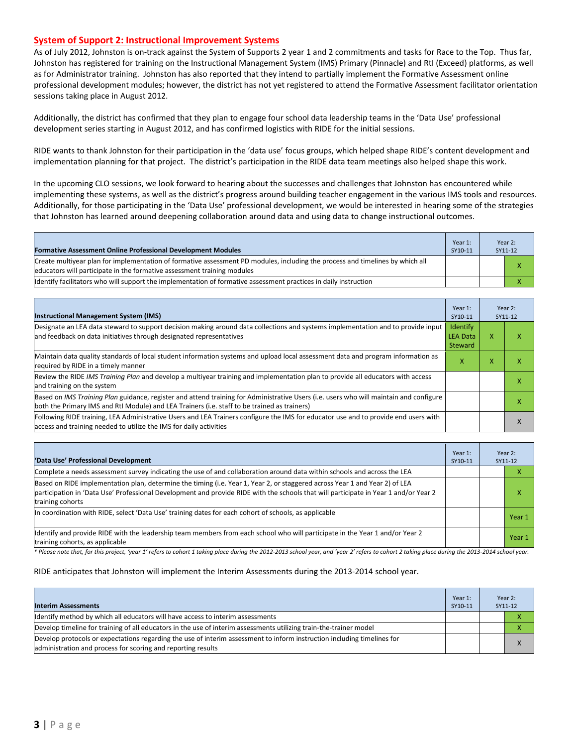## System of Support 2: Instructional Improvement Systems

As of July 2012, Johnston is on-track against the System of Supports 2 year 1 and 2 commitments and tasks for Race to the Top. Thus far, Johnston has registered for training on the Instructional Management System (IMS) Primary (Pinnacle) and RtI (Exceed) platforms, as well as for Administrator training. Johnston has also reported that they intend to partially implement the Formative Assessment online professional development modules; however, the district has not yet registered to attend the Formative Assessment facilitator orientation sessions taking place in August 2012.

Additionally, the district has confirmed that they plan to engage four school data leadership teams in the 'Data Use' professional development series starting in August 2012, and has confirmed logistics with RIDE for the initial sessions.

RIDE wants to thank Johnston for their participation in the 'data use' focus groups, which helped shape RIDE's content development and implementation planning for that project. The district's participation in the RIDE data team meetings also helped shape this work.

In the upcoming CLO sessions, we look forward to hearing about the successes and challenges that Johnston has encountered while implementing these systems, as well as the district's progress around building teacher engagement in the various IMS tools and resources. Additionally, for those participating in the 'Data Use' professional development, we would be interested in hearing some of the strategies that Johnston has learned around deepening collaboration around data and using data to change instructional outcomes.

| Formative Assessment Online Professional Development Modules | Year 1: SY10-11 | Year 2: SY11-12 | |
|---|---|---|---|
| Create multiyear plan for implementation of formative assessment PD modules, including the process and timelines by which all educators will participate in the formative assessment training modules | | | X |
| Identify facilitators who will support the implementation of formative assessment practices in daily instruction | | | X |

| Instructional Management System (IMS) | Year 1: SY10-11 | Year 2: SY11-12 | |
|---|---|---|---|
| Designate an LEA data steward to support decision making around data collections and systems implementation and to provide input and feedback on data initiatives through designated representatives | Identify LEA Data Steward | X | X |
| Maintain data quality standards of local student information systems and upload local assessment data and program information as required by RIDE in a timely manner | X | X | X |
| Review the RIDE *IMS Training Plan* and develop a multiyear training and implementation plan to provide all educators with access and training on the system | | | X |
| Based on *IMS Training Plan* guidance, register and attend training for Administrative Users (i.e. users who will maintain and configure both the Primary IMS and RtI Module) and LEA Trainers (i.e. staff to be trained as trainers) | | | X |
| Following RIDE training, LEA Administrative Users and LEA Trainers configure the IMS for educator use and to provide end users with access and training needed to utilize the IMS for daily activities | | | X |

| 'Data Use' Professional Development | Year 1: SY10-11 | Year 2: SY11-12 | |
|---|---|---|---|
| Complete a needs assessment survey indicating the use of and collaboration around data within schools and across the LEA | | | X |
| Based on RIDE implementation plan, determine the timing (i.e. Year 1, Year 2, or staggered across Year 1 and Year 2) of LEA participation in 'Data Use' Professional Development and provide RIDE with the schools that will participate in Year 1 and/or Year 2 training cohorts | | | X |
| In coordination with RIDE, select 'Data Use' training dates for each cohort of schools, as applicable | | | Year 1 |
| Identify and provide RIDE with the leadership team members from each school who will participate in the Year 1 and/or Year 2 training cohorts, as applicable | | | Year 1 |

*\* Please note that, for this project, 'year 1' refers to cohort 1 taking place during the 2012-2013 school year, and 'year 2' refers to cohort 2 taking place during the 2013-2014 school year.*

RIDE anticipates that Johnston will implement the Interim Assessments during the 2013-2014 school year.

| Interim Assessments | Year 1: SY10-11 | Year 2: SY11-12 | |
|---|---|---|---|
| Identify method by which all educators will have access to interim assessments | | | X |
| Develop timeline for training of all educators in the use of interim assessments utilizing train-the-trainer model | | | X |
| Develop protocols or expectations regarding the use of interim assessment to inform instruction including timelines for administration and process for scoring and reporting results | | | X |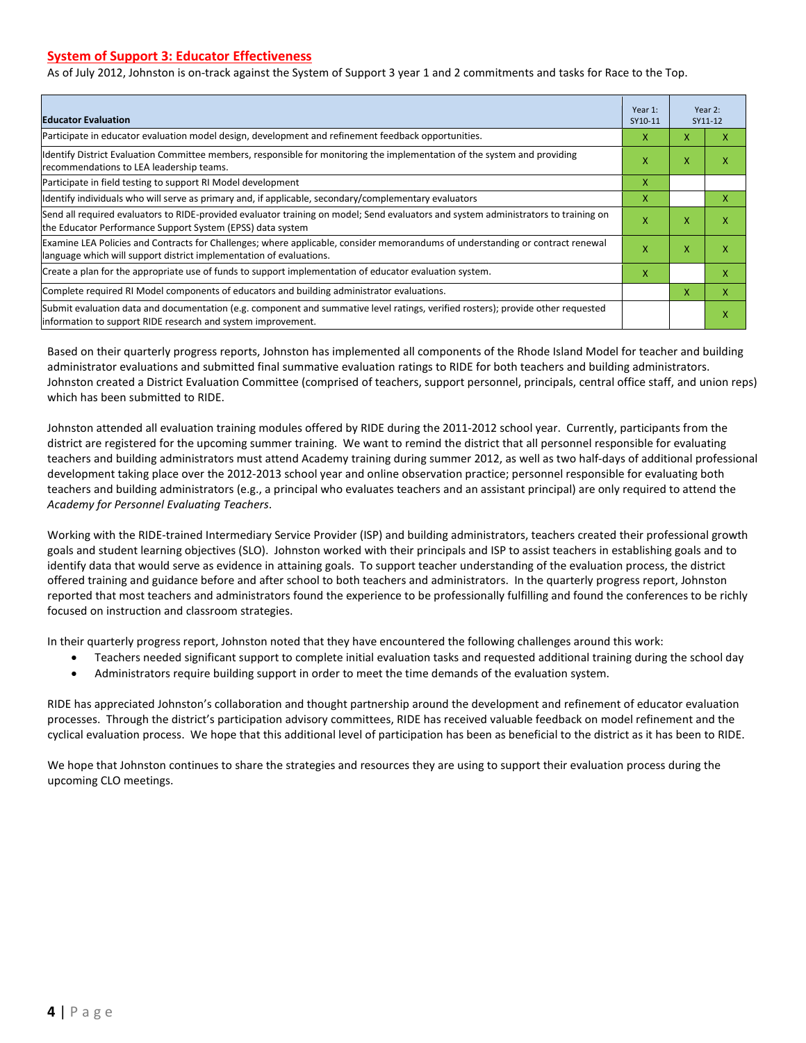## System of Support 3: Educator Effectiveness

As of July 2012, Johnston is on-track against the System of Support 3 year 1 and 2 commitments and tasks for Race to the Top.

| Educator Evaluation | Year 1: SY10-11 | Year 2: SY11-12 | |
|---|---|---|---|
| Participate in educator evaluation model design, development and refinement feedback opportunities. | X | X | X |
| Identify District Evaluation Committee members, responsible for monitoring the implementation of the system and providing recommendations to LEA leadership teams. | X | X | X |
| Participate in field testing to support RI Model development | X | | |
| Identify individuals who will serve as primary and, if applicable, secondary/complementary evaluators | X | | X |
| Send all required evaluators to RIDE-provided evaluator training on model; Send evaluators and system administrators to training on the Educator Performance Support System (EPSS) data system | X | X | X |
| Examine LEA Policies and Contracts for Challenges; where applicable, consider memorandums of understanding or contract renewal language which will support district implementation of evaluations. | X | X | X |
| Create a plan for the appropriate use of funds to support implementation of educator evaluation system. | X | | X |
| Complete required RI Model components of educators and building administrator evaluations. | | X | X |
| Submit evaluation data and documentation (e.g. component and summative level ratings, verified rosters); provide other requested information to support RIDE research and system improvement. | | | X |

Based on their quarterly progress reports, Johnston has implemented all components of the Rhode Island Model for teacher and building administrator evaluations and submitted final summative evaluation ratings to RIDE for both teachers and building administrators. Johnston created a District Evaluation Committee (comprised of teachers, support personnel, principals, central office staff, and union reps) which has been submitted to RIDE.

Johnston attended all evaluation training modules offered by RIDE during the 2011-2012 school year. Currently, participants from the district are registered for the upcoming summer training. We want to remind the district that all personnel responsible for evaluating teachers and building administrators must attend Academy training during summer 2012, as well as two half-days of additional professional development taking place over the 2012-2013 school year and online observation practice; personnel responsible for evaluating both teachers and building administrators (e.g., a principal who evaluates teachers and an assistant principal) are only required to attend the *Academy for Personnel Evaluating Teachers*.

Working with the RIDE-trained Intermediary Service Provider (ISP) and building administrators, teachers created their professional growth goals and student learning objectives (SLO). Johnston worked with their principals and ISP to assist teachers in establishing goals and to identify data that would serve as evidence in attaining goals. To support teacher understanding of the evaluation process, the district offered training and guidance before and after school to both teachers and administrators. In the quarterly progress report, Johnston reported that most teachers and administrators found the experience to be professionally fulfilling and found the conferences to be richly focused on instruction and classroom strategies.

In their quarterly progress report, Johnston noted that they have encountered the following challenges around this work:

- Teachers needed significant support to complete initial evaluation tasks and requested additional training during the school day
- Administrators require building support in order to meet the time demands of the evaluation system.

RIDE has appreciated Johnston's collaboration and thought partnership around the development and refinement of educator evaluation processes. Through the district's participation advisory committees, RIDE has received valuable feedback on model refinement and the cyclical evaluation process. We hope that this additional level of participation has been as beneficial to the district as it has been to RIDE.

We hope that Johnston continues to share the strategies and resources they are using to support their evaluation process during the upcoming CLO meetings.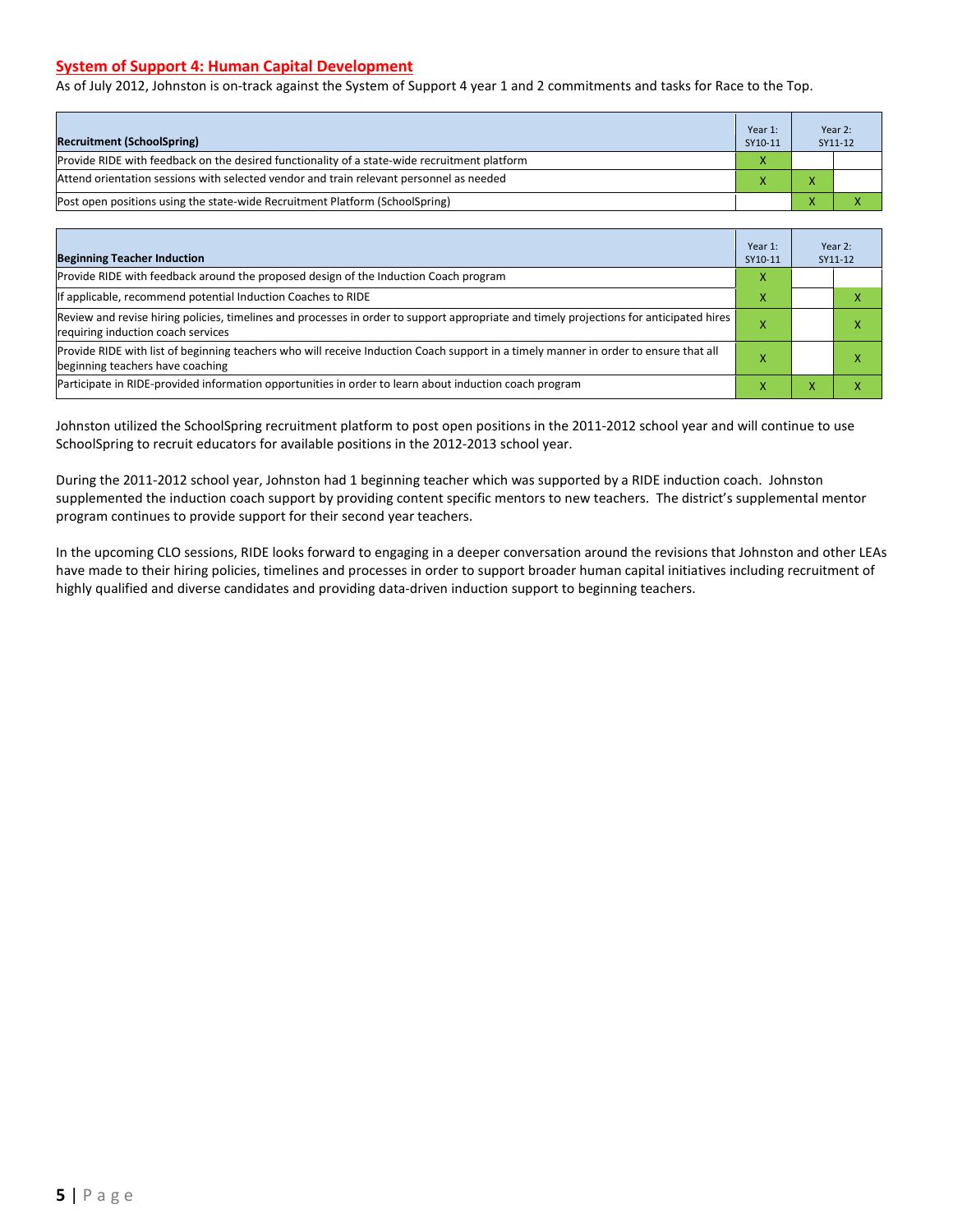## System of Support 4: Human Capital Development

As of July 2012, Johnston is on-track against the System of Support 4 year 1 and 2 commitments and tasks for Race to the Top.

| Recruitment (SchoolSpring) | Year 1: SY10-11 | Year 2: SY11-12 | |
|---|---|---|---|
| Provide RIDE with feedback on the desired functionality of a state-wide recruitment platform | X | | |
| Attend orientation sessions with selected vendor and train relevant personnel as needed | X | X | |
| Post open positions using the state-wide Recruitment Platform (SchoolSpring) | | X | X |

| Beginning Teacher Induction | Year 1: SY10-11 | Year 2: SY11-12 | |
|---|---|---|---|
| Provide RIDE with feedback around the proposed design of the Induction Coach program | X | | |
| If applicable, recommend potential Induction Coaches to RIDE | X | | X |
| Review and revise hiring policies, timelines and processes in order to support appropriate and timely projections for anticipated hires requiring induction coach services | X | | X |
| Provide RIDE with list of beginning teachers who will receive Induction Coach support in a timely manner in order to ensure that all beginning teachers have coaching | X | | X |
| Participate in RIDE-provided information opportunities in order to learn about induction coach program | X | X | X |

Johnston utilized the SchoolSpring recruitment platform to post open positions in the 2011-2012 school year and will continue to use SchoolSpring to recruit educators for available positions in the 2012-2013 school year.

During the 2011-2012 school year, Johnston had 1 beginning teacher which was supported by a RIDE induction coach. Johnston supplemented the induction coach support by providing content specific mentors to new teachers. The district's supplemental mentor program continues to provide support for their second year teachers.

In the upcoming CLO sessions, RIDE looks forward to engaging in a deeper conversation around the revisions that Johnston and other LEAs have made to their hiring policies, timelines and processes in order to support broader human capital initiatives including recruitment of highly qualified and diverse candidates and providing data-driven induction support to beginning teachers.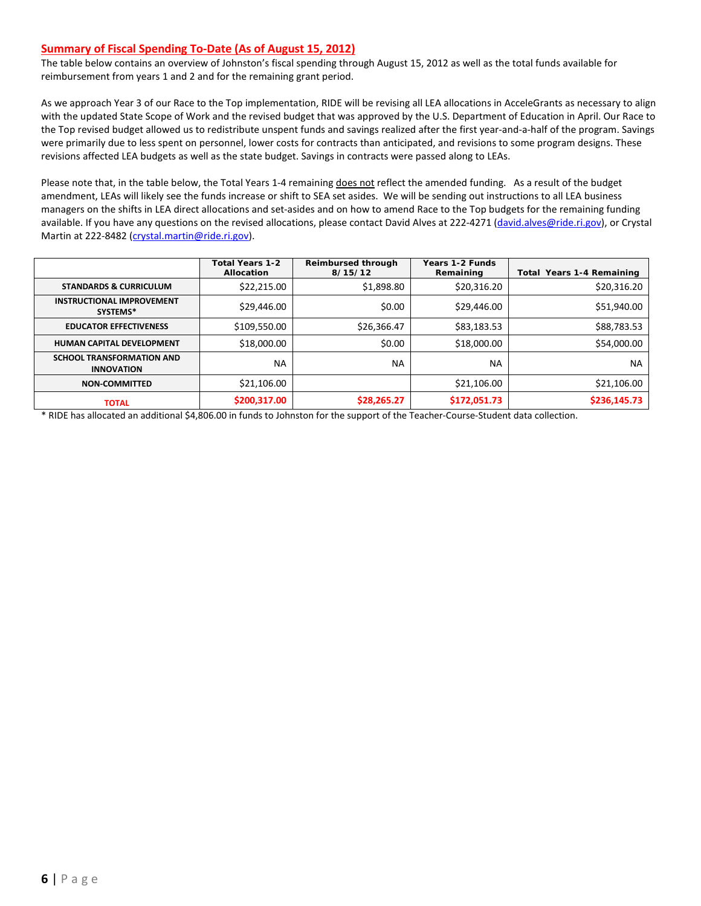## Summary of Fiscal Spending To-Date (As of August 15, 2012)

The table below contains an overview of Johnston's fiscal spending through August 15, 2012 as well as the total funds available for reimbursement from years 1 and 2 and for the remaining grant period.

As we approach Year 3 of our Race to the Top implementation, RIDE will be revising all LEA allocations in AcceleGrants as necessary to align with the updated State Scope of Work and the revised budget that was approved by the U.S. Department of Education in April. Our Race to the Top revised budget allowed us to redistribute unspent funds and savings realized after the first year-and-a-half of the program. Savings were primarily due to less spent on personnel, lower costs for contracts than anticipated, and revisions to some program designs. These revisions affected LEA budgets as well as the state budget. Savings in contracts were passed along to LEAs.

Please note that, in the table below, the Total Years 1-4 remaining does not reflect the amended funding. As a result of the budget amendment, LEAs will likely see the funds increase or shift to SEA set asides. We will be sending out instructions to all LEA business managers on the shifts in LEA direct allocations and set-asides and on how to amend Race to the Top budgets for the remaining funding available. If you have any questions on the revised allocations, please contact David Alves at 222-4271 (david.alves@ride.ri.gov), or Crystal Martin at 222-8482 (crystal.martin@ride.ri.gov).

| | Total Years 1-2 Allocation | Reimbursed through 8/15/12 | Years 1-2 Funds Remaining | Total Years 1-4 Remaining |
|---|---|---|---|---|
| **STANDARDS & CURRICULUM** | $22,215.00 | $1,898.80 | $20,316.20 | $20,316.20 |
| **INSTRUCTIONAL IMPROVEMENT SYSTEMS*** | $29,446.00 | $0.00 | $29,446.00 | $51,940.00 |
| **EDUCATOR EFFECTIVENESS** | $109,550.00 | $26,366.47 | $83,183.53 | $88,783.53 |
| **HUMAN CAPITAL DEVELOPMENT** | $18,000.00 | $0.00 | $18,000.00 | $54,000.00 |
| **SCHOOL TRANSFORMATION AND INNOVATION** | NA | NA | NA | NA |
| **NON-COMMITTED** | $21,106.00 | | $21,106.00 | $21,106.00 |
| **TOTAL** | **$200,317.00** | **$28,265.27** | **$172,051.73** | **$236,145.73** |

* RIDE has allocated an additional $4,806.00 in funds to Johnston for the support of the Teacher-Course-Student data collection.